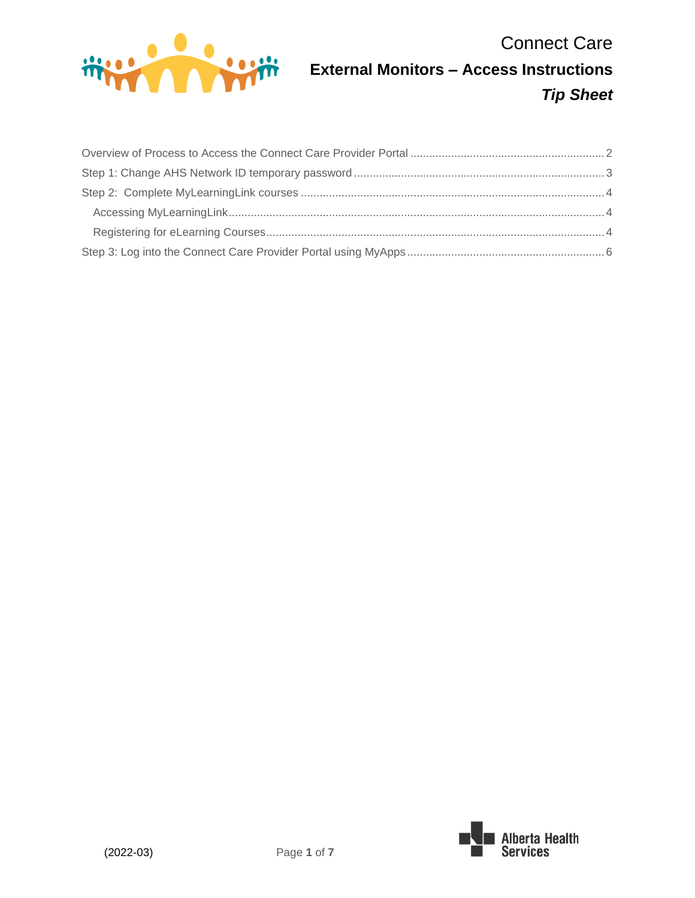# Connect Care

## External Monitors – Access Instructions

### *Tip Sheet*

Overview of Process to Access the Connect Care Provider Portal ........ 2

Step 1: Change AHS Network ID temporary password ........ 3

Step 2: Complete MyLearningLink courses ........ 4

- Accessing MyLearningLink ........ 4
- Registering for eLearning Courses ........ 4

Step 3: Log into the Connect Care Provider Portal using MyApps ........ 6

(2022-03)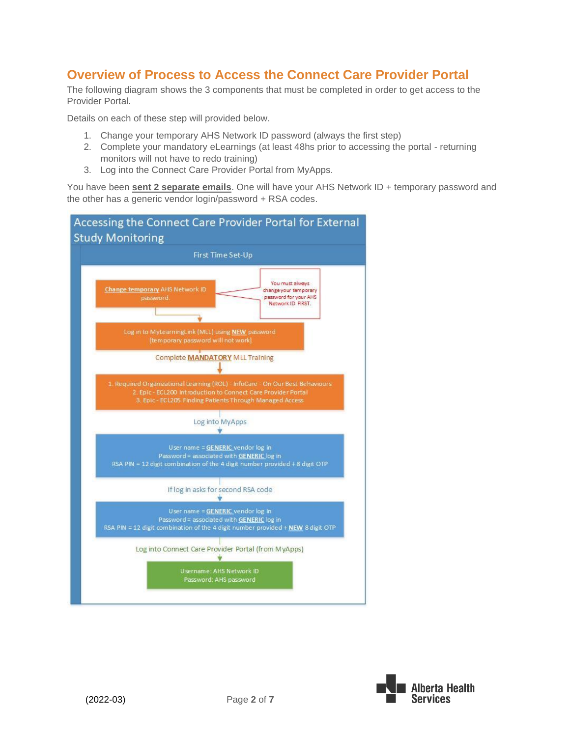## Overview of Process to Access the Connect Care Provider Portal

The following diagram shows the 3 components that must be completed in order to get access to the Provider Portal.

Details on each of these step will provided below.

1. Change your temporary AHS Network ID password (always the first step)
2. Complete your mandatory eLearnings (at least 48hs prior to accessing the portal - returning monitors will not have to redo training)
3. Log into the Connect Care Provider Portal from MyApps.

You have been **sent 2 separate emails**. One will have your AHS Network ID + temporary password and the other has a generic vendor login/password + RSA codes.

**Accessing the Connect Care Provider Portal for External Study Monitoring**

**First Time Set-Up**

Change temporary AHS Network ID password.

You must always change your temporary password for your AHS Network ID FIRST.

Log in to MyLearningLink (MLL) using **NEW** password [temporary password will not work]

Complete **MANDATORY** MLL Training

1. Required Organizational Learning (ROL) - InfoCare - On Our Best Behaviours
2. Epic - ECL200 Introduction to Connect Care Provider Portal
3. Epic - ECL205 Finding Patients Through Managed Access

Log into MyApps

User name = **GENERIC** vendor log in
Password = associated with **GENERIC** log in
RSA PIN = 12 digit combination of the 4 digit number provided + 8 digit OTP

If log in asks for second RSA code

User name = **GENERIC** vendor log in
Password = associated with **GENERIC** log in
RSA PIN = 12 digit combination of the 4 digit number provided + **NEW** 8 digit OTP

Log into Connect Care Provider Portal (from MyApps)

Username: AHS Network ID
Password: AHS password

(2022-03)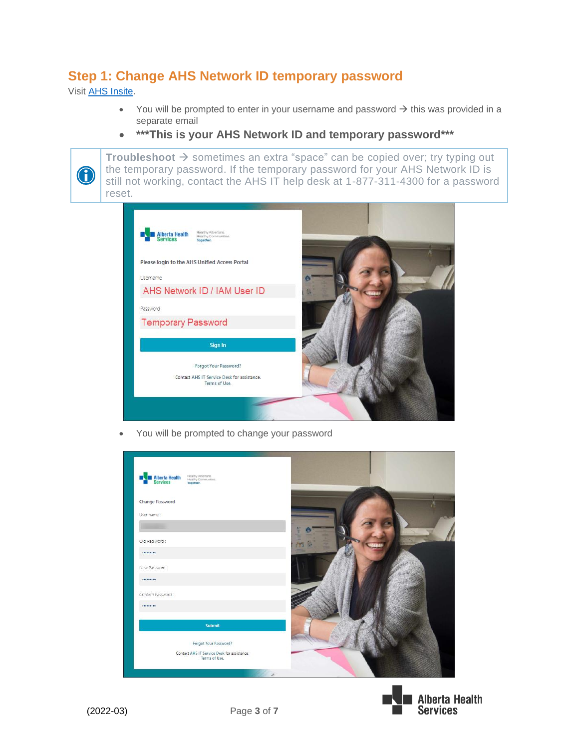## Step 1: Change AHS Network ID temporary password

Visit [AHS Insite](AHS Insite).

- You will be prompted to enter in your username and password → this was provided in a separate email
- **\*\*\*This is your AHS Network ID and temporary password\*\*\***

> **Troubleshoot** → sometimes an extra "space" can be copied over; try typing out the temporary password. If the temporary password for your AHS Network ID is still not working, contact the AHS IT help desk at 1-877-311-4300 for a password reset.

- You will be prompted to change your password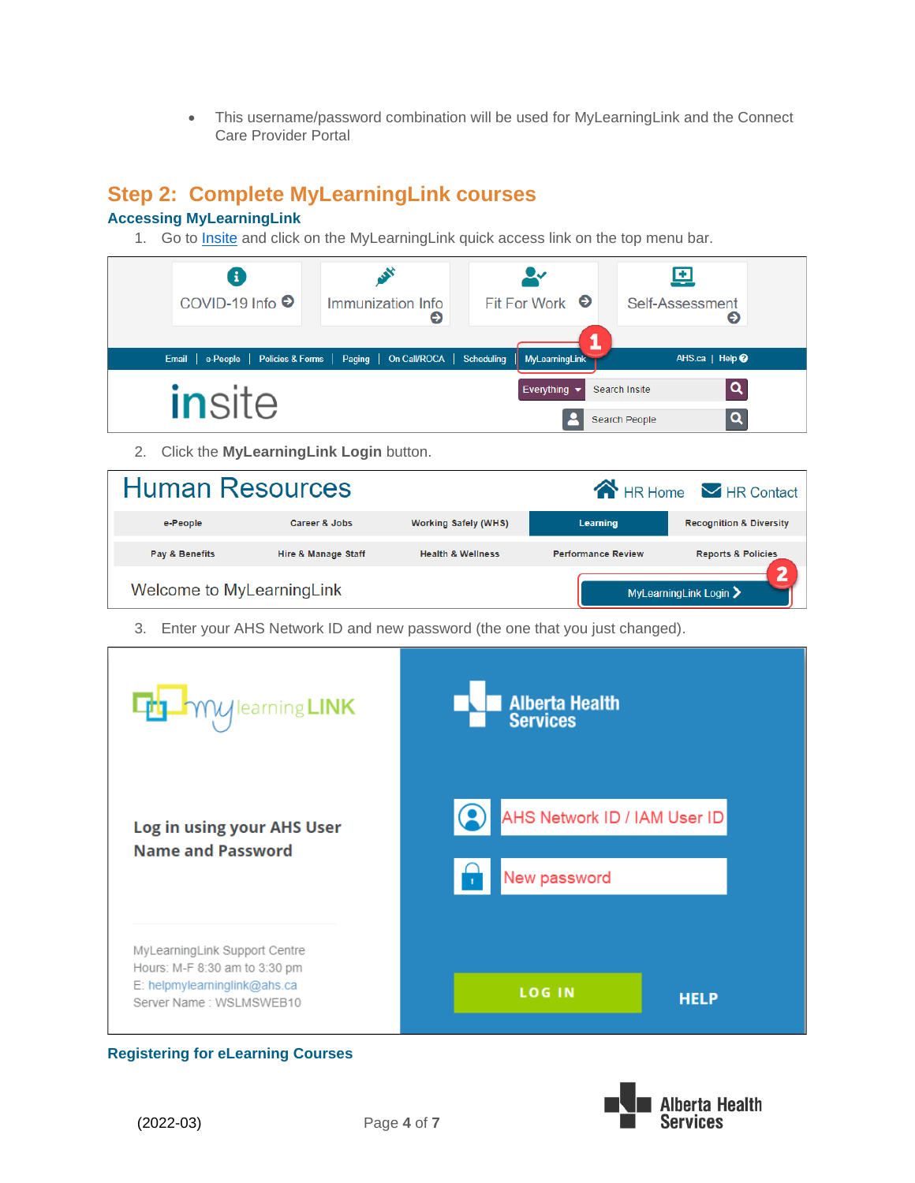- This username/password combination will be used for MyLearningLink and the Connect Care Provider Portal

## Step 2: Complete MyLearningLink courses

### Accessing MyLearningLink

1. Go to Insite and click on the MyLearningLink quick access link on the top menu bar.

2. Click the **MyLearningLink Login** button.

3. Enter your AHS Network ID and new password (the one that you just changed).

### Registering for eLearning Courses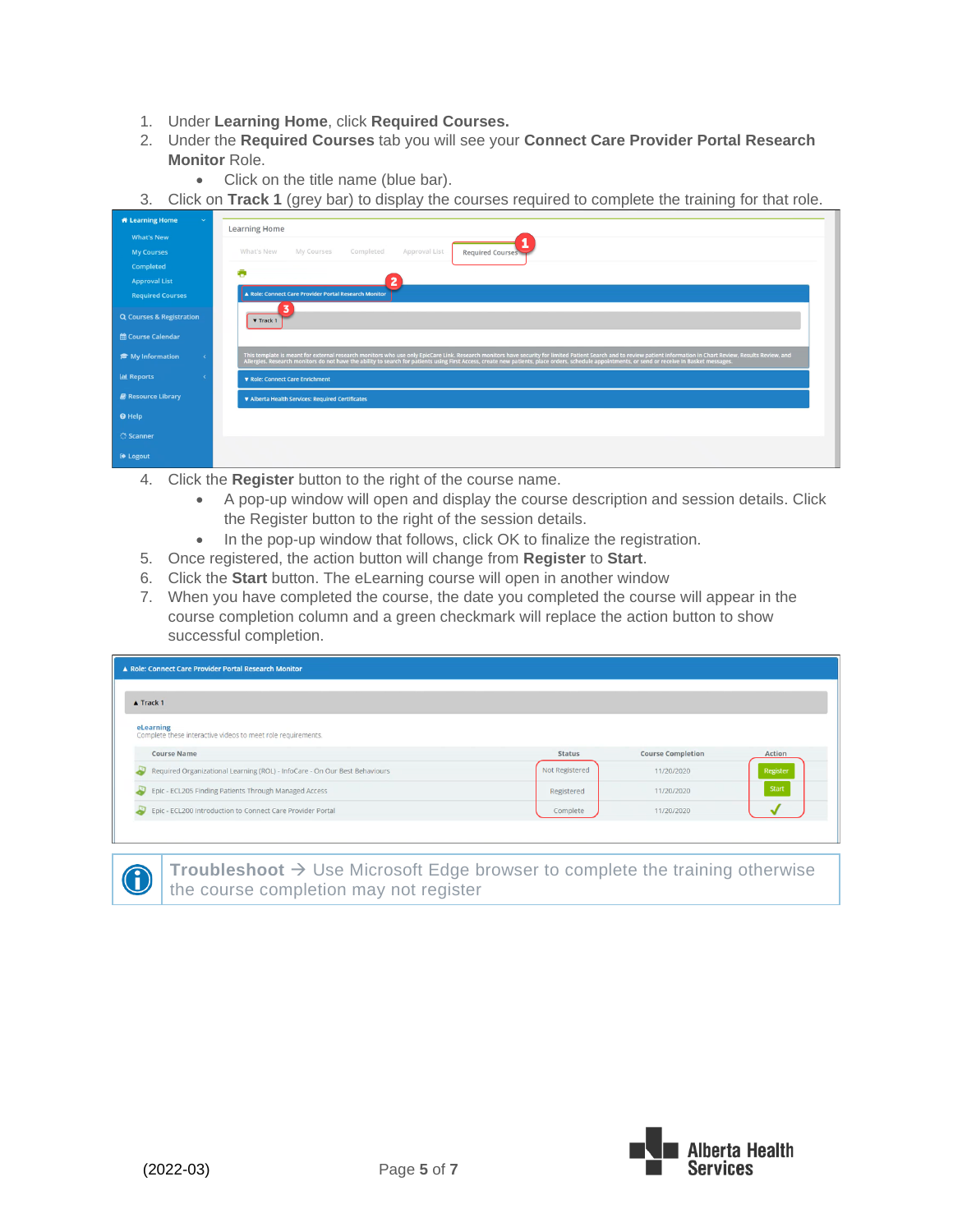1. Under **Learning Home**, click **Required Courses.**
2. Under the **Required Courses** tab you will see your **Connect Care Provider Portal Research Monitor** Role.
   - Click on the title name (blue bar).
3. Click on **Track 1** (grey bar) to display the courses required to complete the training for that role.
4. Click the **Register** button to the right of the course name.
   - A pop-up window will open and display the course description and session details. Click the Register button to the right of the session details.
   - In the pop-up window that follows, click OK to finalize the registration.
5. Once registered, the action button will change from **Register** to **Start**.
6. Click the **Start** button. The eLearning course will open in another window
7. When you have completed the course, the date you completed the course will appear in the course completion column and a green checkmark will replace the action button to show successful completion.

**Troubleshoot** → Use Microsoft Edge browser to complete the training otherwise the course completion may not register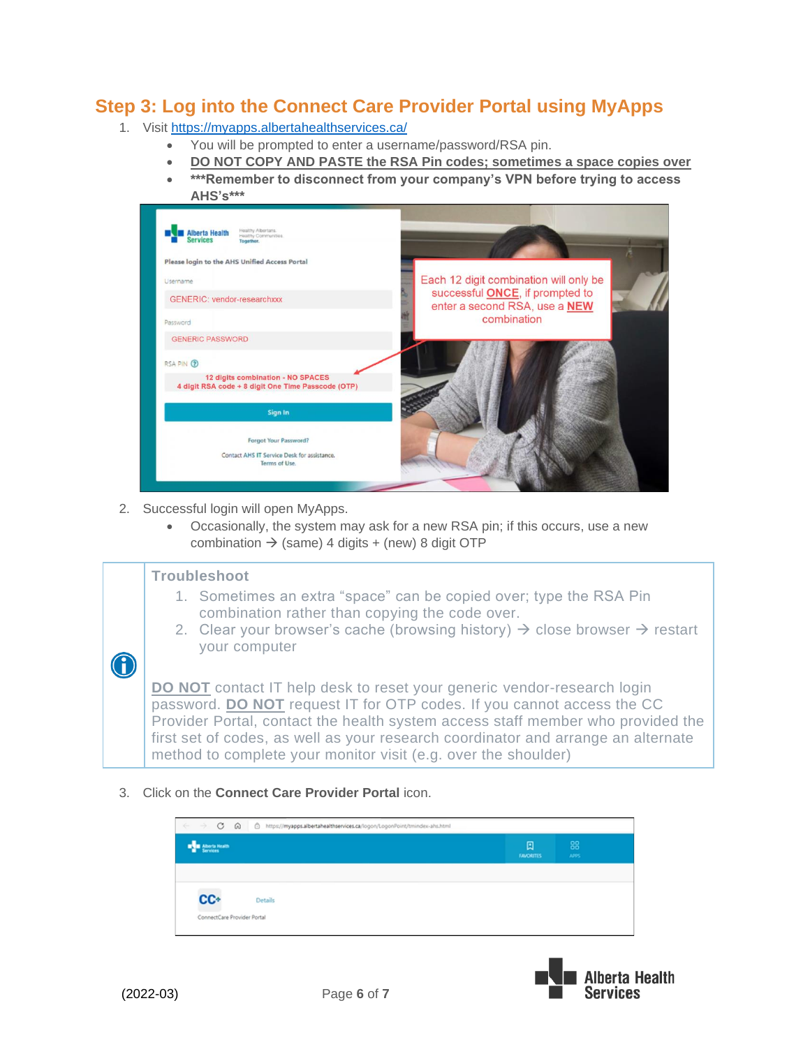## Step 3: Log into the Connect Care Provider Portal using MyApps

1. Visit https://myapps.albertahealthservices.ca/
   - You will be prompted to enter a username/password/RSA pin.
   - **DO NOT COPY AND PASTE the RSA Pin codes; sometimes a space copies over**
   - **\*\*\*Remember to disconnect from your company's VPN before trying to access AHS's\*\*\***

2. Successful login will open MyApps.
   - Occasionally, the system may ask for a new RSA pin; if this occurs, use a new combination → (same) 4 digits + (new) 8 digit OTP

> **Troubleshoot**
>
> 1. Sometimes an extra "space" can be copied over; type the RSA Pin combination rather than copying the code over.
> 2. Clear your browser's cache (browsing history) → close browser → restart your computer
>
> **DO NOT** contact IT help desk to reset your generic vendor-research login password. **DO NOT** request IT for OTP codes. If you cannot access the CC Provider Portal, contact the health system access staff member who provided the first set of codes, as well as your research coordinator and arrange an alternate method to complete your monitor visit (e.g. over the shoulder)

3. Click on the **Connect Care Provider Portal** icon.

(2022-03)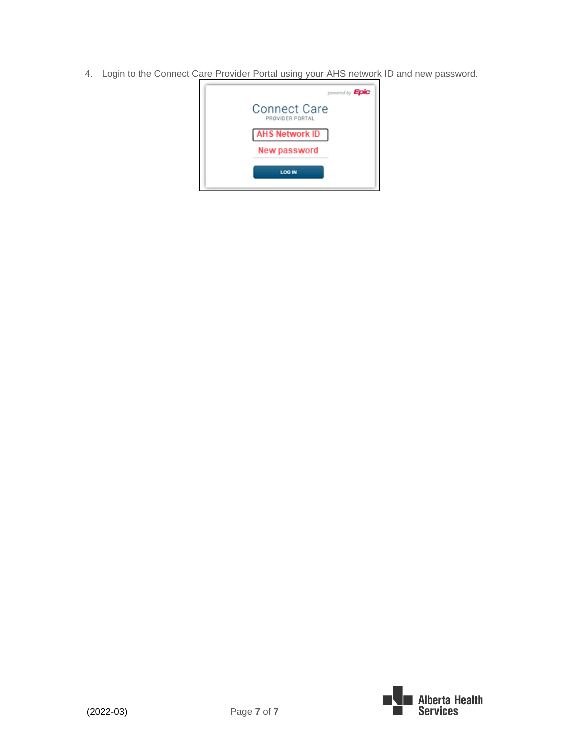4. Login to the Connect Care Provider Portal using your AHS network ID and new password.